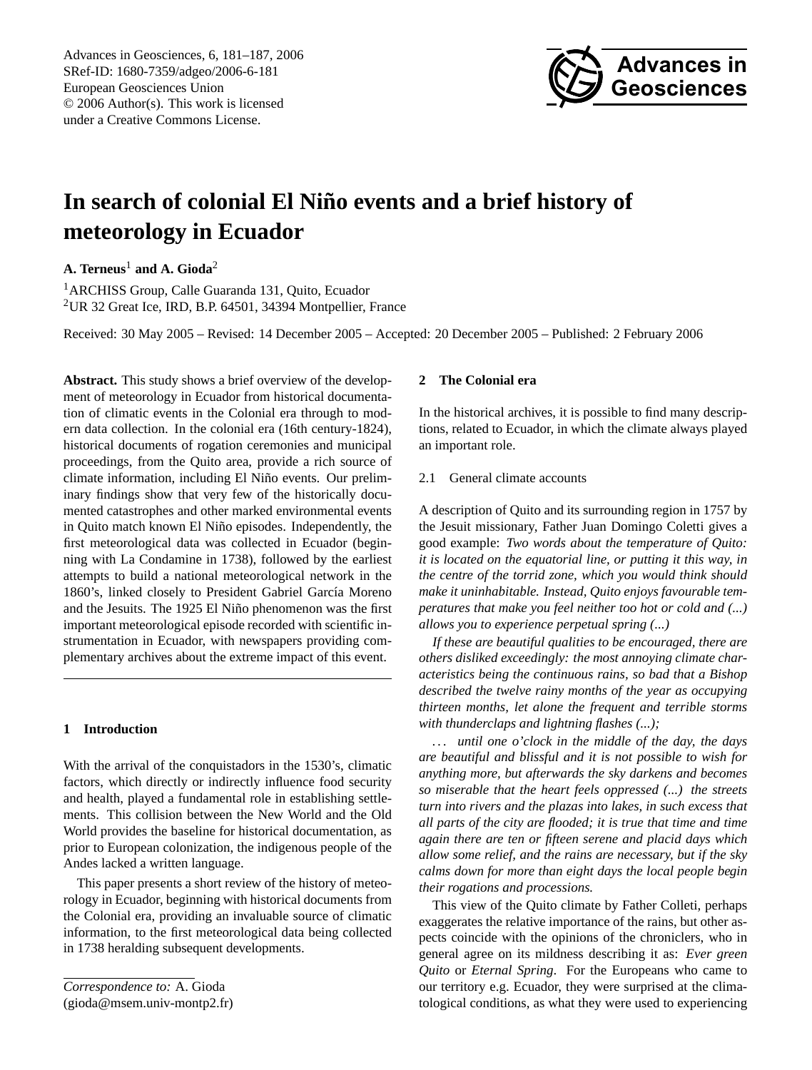# In search of colonial El Niño events and a brief history of meteorology in Ecuador

**A. Terneus**[1] **and A. Gioda**[2]

[1]ARCHISS Group, Calle Guaranda 131, Quito, Ecuador
[2]UR 32 Great Ice, IRD, B.P. 64501, 34394 Montpellier, France

Received: 30 May 2005 – Revised: 14 December 2005 – Accepted: 20 December 2005 – Published: 2 February 2006

**Abstract.** This study shows a brief overview of the development of meteorology in Ecuador from historical documentation of climatic events in the Colonial era through to modern data collection. In the colonial era (16th century-1824), historical documents of rogation ceremonies and municipal proceedings, from the Quito area, provide a rich source of climate information, including El Niño events. Our preliminary findings show that very few of the historically documented catastrophes and other marked environmental events in Quito match known El Niño episodes. Independently, the first meteorological data was collected in Ecuador (beginning with La Condamine in 1738), followed by the earliest attempts to build a national meteorological network in the 1860's, linked closely to President Gabriel García Moreno and the Jesuits. The 1925 El Niño phenomenon was the first important meteorological episode recorded with scientific instrumentation in Ecuador, with newspapers providing complementary archives about the extreme impact of this event.

## 1 Introduction

With the arrival of the conquistadors in the 1530's, climatic factors, which directly or indirectly influence food security and health, played a fundamental role in establishing settlements. This collision between the New World and the Old World provides the baseline for historical documentation, as prior to European colonization, the indigenous people of the Andes lacked a written language.

This paper presents a short review of the history of meteorology in Ecuador, beginning with historical documents from the Colonial era, providing an invaluable source of climatic information, to the first meteorological data being collected in 1738 heralding subsequent developments.

*Correspondence to:* A. Gioda
(gioda@msem.univ-montp2.fr)

## 2 The Colonial era

In the historical archives, it is possible to find many descriptions, related to Ecuador, in which the climate always played an important role.

### 2.1 General climate accounts

A description of Quito and its surrounding region in 1757 by the Jesuit missionary, Father Juan Domingo Coletti gives a good example: *Two words about the temperature of Quito: it is located on the equatorial line, or putting it this way, in the centre of the torrid zone, which you would think should make it uninhabitable. Instead, Quito enjoys favourable temperatures that make you feel neither too hot or cold and (...) allows you to experience perpetual spring (...)*

*If these are beautiful qualities to be encouraged, there are others disliked exceedingly: the most annoying climate characteristics being the continuous rains, so bad that a Bishop described the twelve rainy months of the year as occupying thirteen months, let alone the frequent and terrible storms with thunderclaps and lightning flashes (...);*

*... until one o'clock in the middle of the day, the days are beautiful and blissful and it is not possible to wish for anything more, but afterwards the sky darkens and becomes so miserable that the heart feels oppressed (...) the streets turn into rivers and the plazas into lakes, in such excess that all parts of the city are flooded; it is true that time and time again there are ten or fifteen serene and placid days which allow some relief, and the rains are necessary, but if the sky calms down for more than eight days the local people begin their rogations and processions.*

This view of the Quito climate by Father Colleti, perhaps exaggerates the relative importance of the rains, but other aspects coincide with the opinions of the chroniclers, who in general agree on its mildness describing it as: *Ever green Quito* or *Eternal Spring*. For the Europeans who came to our territory e.g. Ecuador, they were surprised at the climatological conditions, as what they were used to experiencing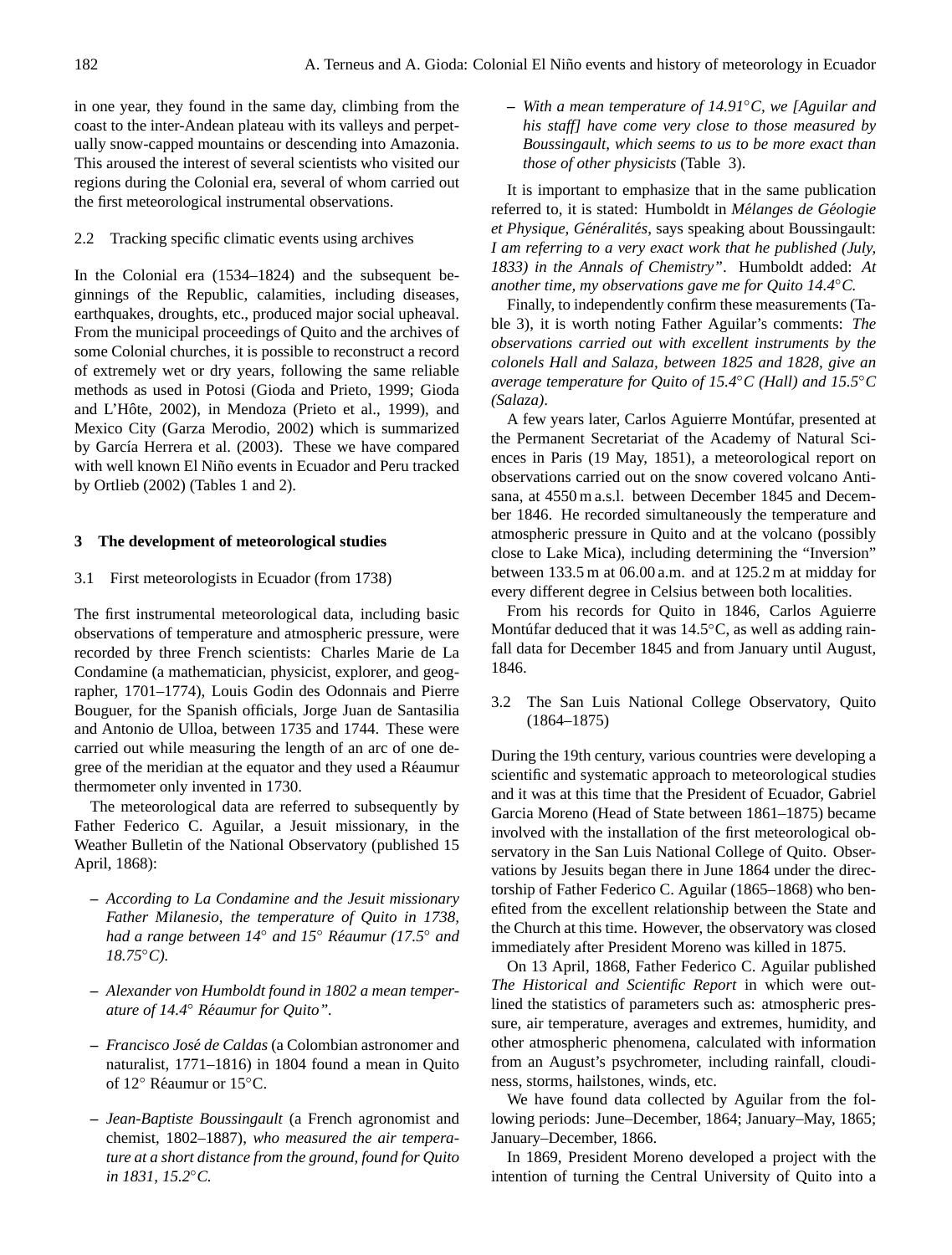in one year, they found in the same day, climbing from the coast to the inter-Andean plateau with its valleys and perpetually snow-capped mountains or descending into Amazonia. This aroused the interest of several scientists who visited our regions during the Colonial era, several of whom carried out the first meteorological instrumental observations.

### 2.2 Tracking specific climatic events using archives

In the Colonial era (1534–1824) and the subsequent beginnings of the Republic, calamities, including diseases, earthquakes, droughts, etc., produced major social upheaval. From the municipal proceedings of Quito and the archives of some Colonial churches, it is possible to reconstruct a record of extremely wet or dry years, following the same reliable methods as used in Potosi (Gioda and Prieto, 1999; Gioda and L'Hôte, 2002), in Mendoza (Prieto et al., 1999), and Mexico City (Garza Merodio, 2002) which is summarized by García Herrera et al. (2003). These we have compared with well known El Niño events in Ecuador and Peru tracked by Ortlieb (2002) (Tables 1 and 2).

## 3 The development of meteorological studies

### 3.1 First meteorologists in Ecuador (from 1738)

The first instrumental meteorological data, including basic observations of temperature and atmospheric pressure, were recorded by three French scientists: Charles Marie de La Condamine (a mathematician, physicist, explorer, and geographer, 1701–1774), Louis Godin des Odonnais and Pierre Bouguer, for the Spanish officials, Jorge Juan de Santasilia and Antonio de Ulloa, between 1735 and 1744. These were carried out while measuring the length of an arc of one degree of the meridian at the equator and they used a Réaumur thermometer only invented in 1730.

The meteorological data are referred to subsequently by Father Federico C. Aguilar, a Jesuit missionary, in the Weather Bulletin of the National Observatory (published 15 April, 1868):

- *According to La Condamine and the Jesuit missionary Father Milanesio, the temperature of Quito in 1738, had a range between 14° and 15° Réaumur (17.5° and 18.75°C).*
- *Alexander von Humboldt found in 1802 a mean temperature of 14.4° Réaumur for Quito".*
- *Francisco José de Caldas* (a Colombian astronomer and naturalist, 1771–1816) in 1804 found a mean in Quito of 12° Réaumur or 15°C.
- *Jean-Baptiste Boussingault* (a French agronomist and chemist, 1802–1887), *who measured the air temperature at a short distance from the ground, found for Quito in 1831, 15.2°C.*
- *With a mean temperature of 14.91°C, we [Aguilar and his staff] have come very close to those measured by Boussingault, which seems to us to be more exact than those of other physicists* (Table 3).

It is important to emphasize that in the same publication referred to, it is stated: Humboldt in *Mélanges de Géologie et Physique, Généralités*, says speaking about Boussingault: *I am referring to a very exact work that he published (July, 1833) in the Annals of Chemistry"*. Humboldt added: *At another time, my observations gave me for Quito 14.4°C.*

Finally, to independently confirm these measurements (Table 3), it is worth noting Father Aguilar's comments: *The observations carried out with excellent instruments by the colonels Hall and Salaza, between 1825 and 1828, give an average temperature for Quito of 15.4°C (Hall) and 15.5°C (Salaza)*.

A few years later, Carlos Aguierre Montúfar, presented at the Permanent Secretariat of the Academy of Natural Sciences in Paris (19 May, 1851), a meteorological report on observations carried out on the snow covered volcano Antisana, at 4550 m a.s.l. between December 1845 and December 1846. He recorded simultaneously the temperature and atmospheric pressure in Quito and at the volcano (possibly close to Lake Mica), including determining the "Inversion" between 133.5 m at 06.00 a.m. and at 125.2 m at midday for every different degree in Celsius between both localities.

From his records for Quito in 1846, Carlos Aguierre Montúfar deduced that it was 14.5°C, as well as adding rainfall data for December 1845 and from January until August, 1846.

### 3.2 The San Luis National College Observatory, Quito (1864–1875)

During the 19th century, various countries were developing a scientific and systematic approach to meteorological studies and it was at this time that the President of Ecuador, Gabriel Garcia Moreno (Head of State between 1861–1875) became involved with the installation of the first meteorological observatory in the San Luis National College of Quito. Observations by Jesuits began there in June 1864 under the directorship of Father Federico C. Aguilar (1865–1868) who benefited from the excellent relationship between the State and the Church at this time. However, the observatory was closed immediately after President Moreno was killed in 1875.

On 13 April, 1868, Father Federico C. Aguilar published *The Historical and Scientific Report* in which were outlined the statistics of parameters such as: atmospheric pressure, air temperature, averages and extremes, humidity, and other atmospheric phenomena, calculated with information from an August's psychrometer, including rainfall, cloudiness, storms, hailstones, winds, etc.

We have found data collected by Aguilar from the following periods: June–December, 1864; January–May, 1865; January–December, 1866.

In 1869, President Moreno developed a project with the intention of turning the Central University of Quito into a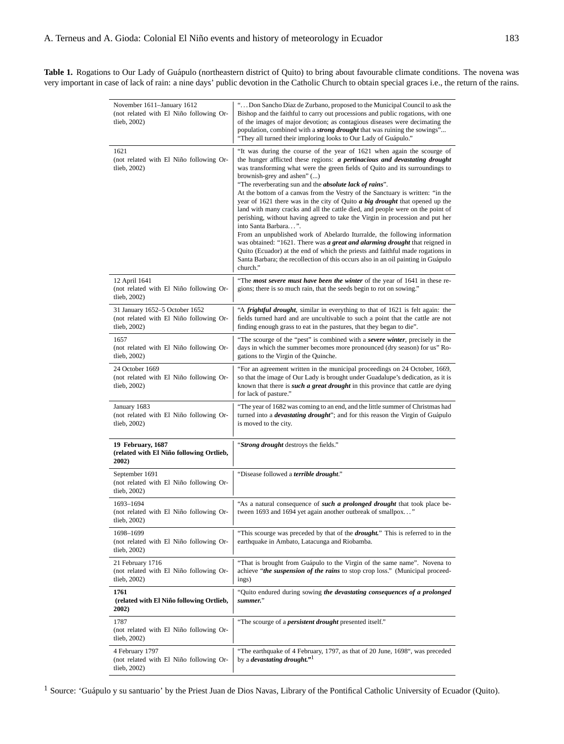**Table 1.** Rogations to Our Lady of Guápulo (northeastern district of Quito) to bring about favourable climate conditions. The novena was very important in case of lack of rain: a nine days' public devotion in the Catholic Church to obtain special graces i.e., the return of the rains.

| Date | Description |
|---|---|
| November 1611–January 1612 (not related with El Niño following Ortlieb, 2002) | "…Don Sancho Díaz de Zurbano, proposed to the Municipal Council to ask the Bishop and the faithful to carry out processions and public rogations, with one of the images of major devotion; as contagious diseases were decimating the population, combined with a ***strong drought*** that was ruining the sowings"… "They all turned their imploring looks to Our Lady of Guápulo." |
| 1621 (not related with El Niño following Ortlieb, 2002) | "It was during the course of the year of 1621 when again the scourge of the hunger afflicted these regions: ***a pertinacious and devastating drought*** was transforming what were the green fields of Quito and its surroundings to brownish-grey and ashen" (...) "The reverberating sun and the ***absolute lack of rains***". At the bottom of a canvas from the Vestry of the Sanctuary is written: "in the year of 1621 there was in the city of Quito ***a big drought*** that opened up the land with many cracks and all the cattle died, and people were on the point of perishing, without having agreed to take the Virgin in procession and put her into Santa Barbara…". From an unpublished work of Abelardo Iturralde, the following information was obtained: "1621. There was ***a great and alarming drought*** that reigned in Quito (Ecuador) at the end of which the priests and faithful made rogations in Santa Barbara; the recollection of this occurs also in an oil painting in Guápulo church." |
| 12 April 1641 (not related with El Niño following Ortlieb, 2002) | "The ***most severe must have been the winter*** of the year of 1641 in these regions; there is so much rain, that the seeds begin to rot on sowing." |
| 31 January 1652–5 October 1652 (not related with El Niño following Ortlieb, 2002) | "A ***frightful drought***, similar in everything to that of 1621 is felt again: the fields turned hard and are uncultivable to such a point that the cattle are not finding enough grass to eat in the pastures, that they began to die". |
| 1657 (not related with El Niño following Ortlieb, 2002) | "The scourge of the "pest" is combined with a ***severe winter***, precisely in the days in which the summer becomes more pronounced (dry season) for us" Rogations to the Virgin of the Quinche. |
| 24 October 1669 (not related with El Niño following Ortlieb, 2002) | "For an agreement written in the municipal proceedings on 24 October, 1669, so that the image of Our Lady is brought under Guadalupe's dedication, as it is known that there is ***such a great drought*** in this province that cattle are dying for lack of pasture." |
| January 1683 (not related with El Niño following Ortlieb, 2002) | "The year of 1682 was coming to an end, and the little summer of Christmas had turned into a ***devastating drought***"; and for this reason the Virgin of Guápulo is moved to the city. |
| **19 February, 1687 (related with El Niño following Ortlieb, 2002)** | "***Strong drought*** destroys the fields." |
| September 1691 (not related with El Niño following Ortlieb, 2002) | "Disease followed a ***terrible drought***." |
| 1693–1694 (not related with El Niño following Ortlieb, 2002) | "As a natural consequence of ***such a prolonged drought*** that took place between 1693 and 1694 yet again another outbreak of smallpox…" |
| 1698–1699 (not related with El Niño following Ortlieb, 2002) | "This scourge was preceded by that of the ***drought.***" This is referred to in the earthquake in Ambato, Latacunga and Riobamba. |
| 21 February 1716 (not related with El Niño following Ortlieb, 2002) | "That is brought from Guápulo to the Virgin of the same name". Novena to achieve "***the suspension of the rains*** to stop crop loss." (Municipal proceedings) |
| **1761 (related with El Niño following Ortlieb, 2002)** | "Quito endured during sowing ***the devastating consequences of a prolonged summer.***" |
| 1787 (not related with El Niño following Ortlieb, 2002) | "The scourge of a ***persistent drought*** presented itself." |
| 4 February 1797 (not related with El Niño following Ortlieb, 2002) | "The earthquake of 4 February, 1797, as that of 20 June, 1698", was preceded by a ***devastating drought.***"[1] |

[1] Source: 'Guápulo y su santuario' by the Priest Juan de Dios Navas, Library of the Pontifical Catholic University of Ecuador (Quito).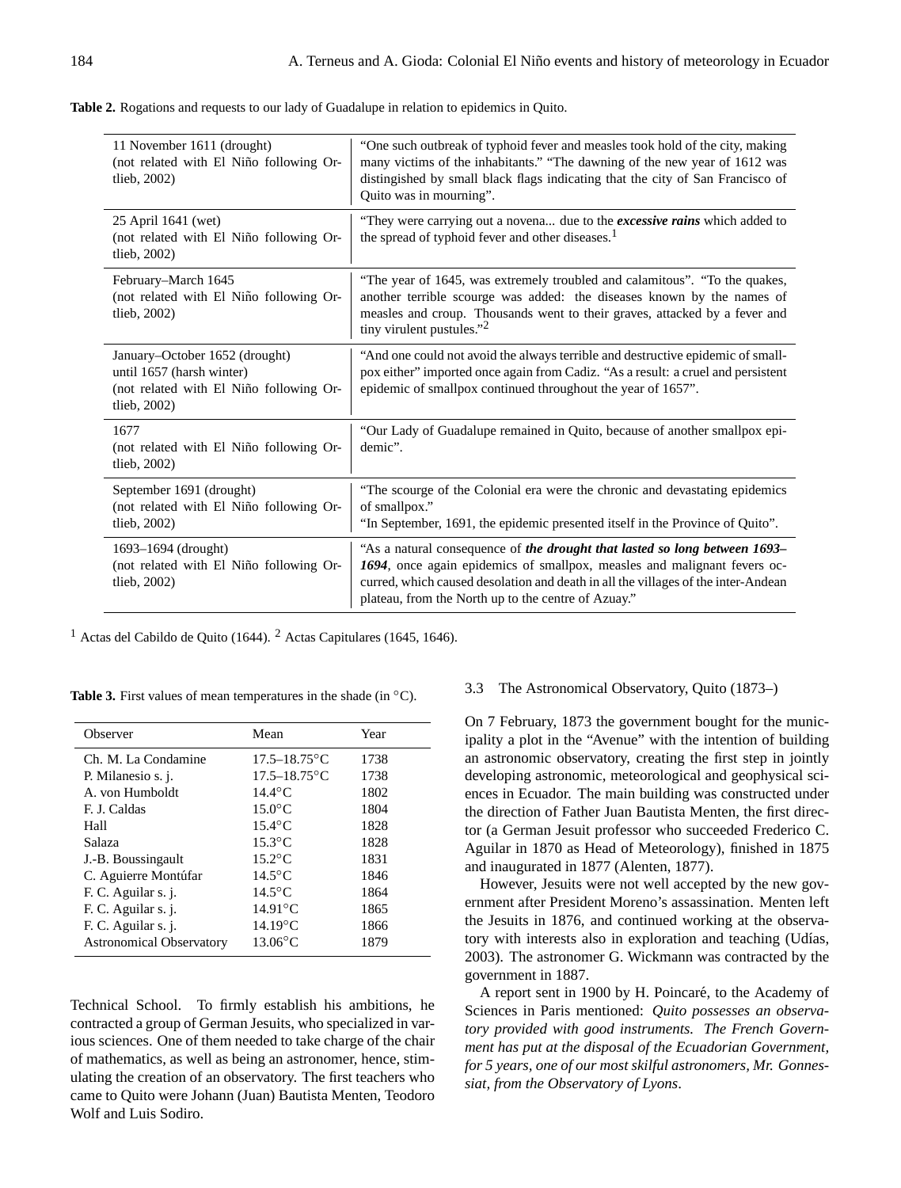**Table 2.** Rogations and requests to our lady of Guadalupe in relation to epidemics in Quito.

| | |
|---|---|
| 11 November 1611 (drought) (not related with El Niño following Ortlieb, 2002) | "One such outbreak of typhoid fever and measles took hold of the city, making many victims of the inhabitants." "The dawning of the new year of 1612 was distinguished by small black flags indicating that the city of San Francisco of Quito was in mourning". |
| 25 April 1641 (wet) (not related with El Niño following Ortlieb, 2002) | "They were carrying out a novena... due to the ***excessive rains*** which added to the spread of typhoid fever and other diseases.[1] |
| February–March 1645 (not related with El Niño following Ortlieb, 2002) | "The year of 1645, was extremely troubled and calamitous". "To the quakes, another terrible scourge was added: the diseases known by the names of measles and croup. Thousands went to their graves, attacked by a fever and tiny virulent pustules."[2] |
| January–October 1652 (drought) until 1657 (harsh winter) (not related with El Niño following Ortlieb, 2002) | "And one could not avoid the always terrible and destructive epidemic of smallpox either" imported once again from Cadiz. "As a result: a cruel and persistent epidemic of smallpox continued throughout the year of 1657". |
| 1677 (not related with El Niño following Ortlieb, 2002) | "Our Lady of Guadalupe remained in Quito, because of another smallpox epidemic". |
| September 1691 (drought) (not related with El Niño following Ortlieb, 2002) | "The scourge of the Colonial era were the chronic and devastating epidemics of smallpox." "In September, 1691, the epidemic presented itself in the Province of Quito". |
| 1693–1694 (drought) (not related with El Niño following Ortlieb, 2002) | "As a natural consequence of ***the drought that lasted so long between 1693–1694***, once again epidemics of smallpox, measles and malignant fevers occurred, which caused desolation and death in all the villages of the inter-Andean plateau, from the North up to the centre of Azuay." |

[1] Actas del Cabildo de Quito (1644). [2] Actas Capitulares (1645, 1646).

**Table 3.** First values of mean temperatures in the shade (in °C).

| Observer | Mean | Year |
|---|---|---|
| Ch. M. La Condamine | 17.5–18.75°C | 1738 |
| P. Milanesio s. j. | 17.5–18.75°C | 1738 |
| A. von Humboldt | 14.4°C | 1802 |
| F. J. Caldas | 15.0°C | 1804 |
| Hall | 15.4°C | 1828 |
| Salaza | 15.3°C | 1828 |
| J.-B. Boussingault | 15.2°C | 1831 |
| C. Aguierre Montúfar | 14.5°C | 1846 |
| F. C. Aguilar s. j. | 14.5°C | 1864 |
| F. C. Aguilar s. j. | 14.91°C | 1865 |
| F. C. Aguilar s. j. | 14.19°C | 1866 |
| Astronomical Observatory | 13.06°C | 1879 |

Technical School. To firmly establish his ambitions, he contracted a group of German Jesuits, who specialized in various sciences. One of them needed to take charge of the chair of mathematics, as well as being an astronomer, hence, stimulating the creation of an observatory. The first teachers who came to Quito were Johann (Juan) Bautista Menten, Teodoro Wolf and Luis Sodiro.

### 3.3 The Astronomical Observatory, Quito (1873–)

On 7 February, 1873 the government bought for the municipality a plot in the "Avenue" with the intention of building an astronomic observatory, creating the first step in jointly developing astronomic, meteorological and geophysical sciences in Ecuador. The main building was constructed under the direction of Father Juan Bautista Menten, the first director (a German Jesuit professor who succeeded Frederico C. Aguilar in 1870 as Head of Meteorology), finished in 1875 and inaugurated in 1877 (Alenten, 1877).

However, Jesuits were not well accepted by the new government after President Moreno's assassination. Menten left the Jesuits in 1876, and continued working at the observatory with interests also in exploration and teaching (Udías, 2003). The astronomer G. Wickmann was contracted by the government in 1887.

A report sent in 1900 by H. Poincaré, to the Academy of Sciences in Paris mentioned: *Quito possesses an observatory provided with good instruments. The French Government has put at the disposal of the Ecuadorian Government, for 5 years, one of our most skilful astronomers, Mr. Gonnessiat, from the Observatory of Lyons*.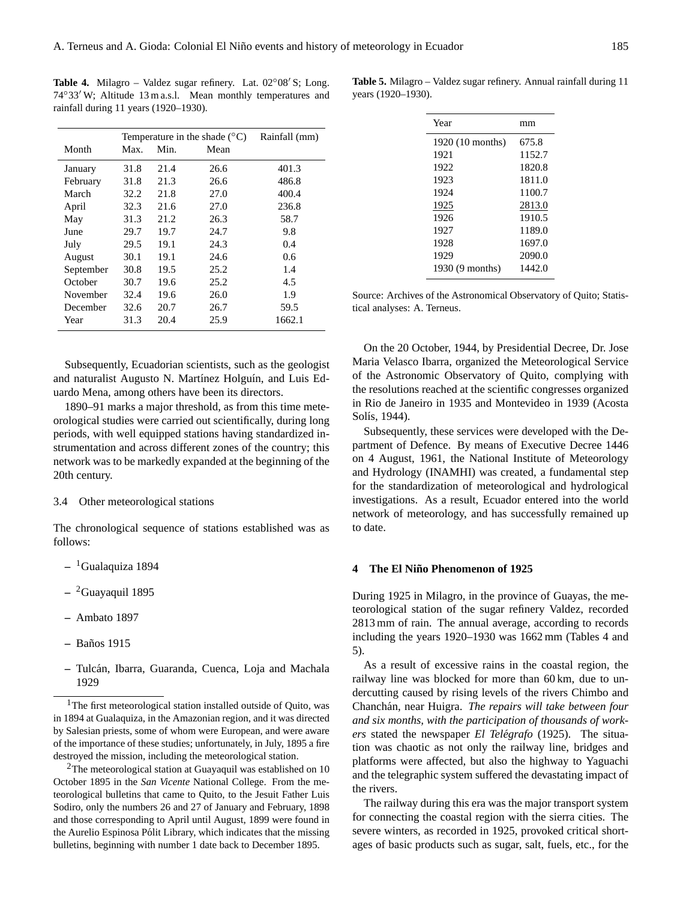**Table 4.** Milagro – Valdez sugar refinery. Lat. 02°08′ S; Long. 74°33′ W; Altitude 13 m a.s.l. Mean monthly temperatures and rainfall during 11 years (1920–1930).

| | Temperature in the shade (°C) | | | Rainfall (mm) |
|---|---|---|---|---|
| Month | Max. | Min. | Mean | |
| January | 31.8 | 21.4 | 26.6 | 401.3 |
| February | 31.8 | 21.3 | 26.6 | 486.8 |
| March | 32.2 | 21.8 | 27.0 | 400.4 |
| April | 32.3 | 21.6 | 27.0 | 236.8 |
| May | 31.3 | 21.2 | 26.3 | 58.7 |
| June | 29.7 | 19.7 | 24.7 | 9.8 |
| July | 29.5 | 19.1 | 24.3 | 0.4 |
| August | 30.1 | 19.1 | 24.6 | 0.6 |
| September | 30.8 | 19.5 | 25.2 | 1.4 |
| October | 30.7 | 19.6 | 25.2 | 4.5 |
| November | 32.4 | 19.6 | 26.0 | 1.9 |
| December | 32.6 | 20.7 | 26.7 | 59.5 |
| Year | 31.3 | 20.4 | 25.9 | 1662.1 |

Subsequently, Ecuadorian scientists, such as the geologist and naturalist Augusto N. Martínez Holguín, and Luis Eduardo Mena, among others have been its directors.

1890–91 marks a major threshold, as from this time meteorological studies were carried out scientifically, during long periods, with well equipped stations having standardized instrumentation and across different zones of the country; this network was to be markedly expanded at the beginning of the 20th century.

### 3.4 Other meteorological stations

The chronological sequence of stations established was as follows:

- [1]Gualaquiza 1894
- [2]Guayaquil 1895
- Ambato 1897
- Baños 1915
- Tulcán, Ibarra, Guaranda, Cuenca, Loja and Machala 1929

[1]The first meteorological station installed outside of Quito, was in 1894 at Gualaquiza, in the Amazonian region, and it was directed by Salesian priests, some of whom were European, and were aware of the importance of these studies; unfortunately, in July, 1895 a fire destroyed the mission, including the meteorological station.

[2]The meteorological station at Guayaquil was established on 10 October 1895 in the *San Vicente* National College. From the meteorological bulletins that came to Quito, to the Jesuit Father Luis Sodiro, only the numbers 26 and 27 of January and February, 1898 and those corresponding to April until August, 1899 were found in the Aurelio Espinosa Pólit Library, which indicates that the missing bulletins, beginning with number 1 date back to December 1895.

**Table 5.** Milagro – Valdez sugar refinery. Annual rainfall during 11 years (1920–1930).

| Year | mm |
|---|---|
| 1920 (10 months) | 675.8 |
| 1921 | 1152.7 |
| 1922 | 1820.8 |
| 1923 | 1811.0 |
| 1924 | 1100.7 |
| 1925 | 2813.0 |
| 1926 | 1910.5 |
| 1927 | 1189.0 |
| 1928 | 1697.0 |
| 1929 | 2090.0 |
| 1930 (9 months) | 1442.0 |

Source: Archives of the Astronomical Observatory of Quito; Statistical analyses: A. Terneus.

On the 20 October, 1944, by Presidential Decree, Dr. Jose Maria Velasco Ibarra, organized the Meteorological Service of the Astronomic Observatory of Quito, complying with the resolutions reached at the scientific congresses organized in Rio de Janeiro in 1935 and Montevideo in 1939 (Acosta Solís, 1944).

Subsequently, these services were developed with the Department of Defence. By means of Executive Decree 1446 on 4 August, 1961, the National Institute of Meteorology and Hydrology (INAMHI) was created, a fundamental step for the standardization of meteorological and hydrological investigations. As a result, Ecuador entered into the world network of meteorology, and has successfully remained up to date.

## 4 The El Niño Phenomenon of 1925

During 1925 in Milagro, in the province of Guayas, the meteorological station of the sugar refinery Valdez, recorded 2813 mm of rain. The annual average, according to records including the years 1920–1930 was 1662 mm (Tables 4 and 5).

As a result of excessive rains in the coastal region, the railway line was blocked for more than 60 km, due to undercutting caused by rising levels of the rivers Chimbo and Chanchán, near Huigra. *The repairs will take between four and six months, with the participation of thousands of workers* stated the newspaper *El Telégrafo* (1925). The situation was chaotic as not only the railway line, bridges and platforms were affected, but also the highway to Yaguachi and the telegraphic system suffered the devastating impact of the rivers.

The railway during this era was the major transport system for connecting the coastal region with the sierra cities. The severe winters, as recorded in 1925, provoked critical shortages of basic products such as sugar, salt, fuels, etc., for the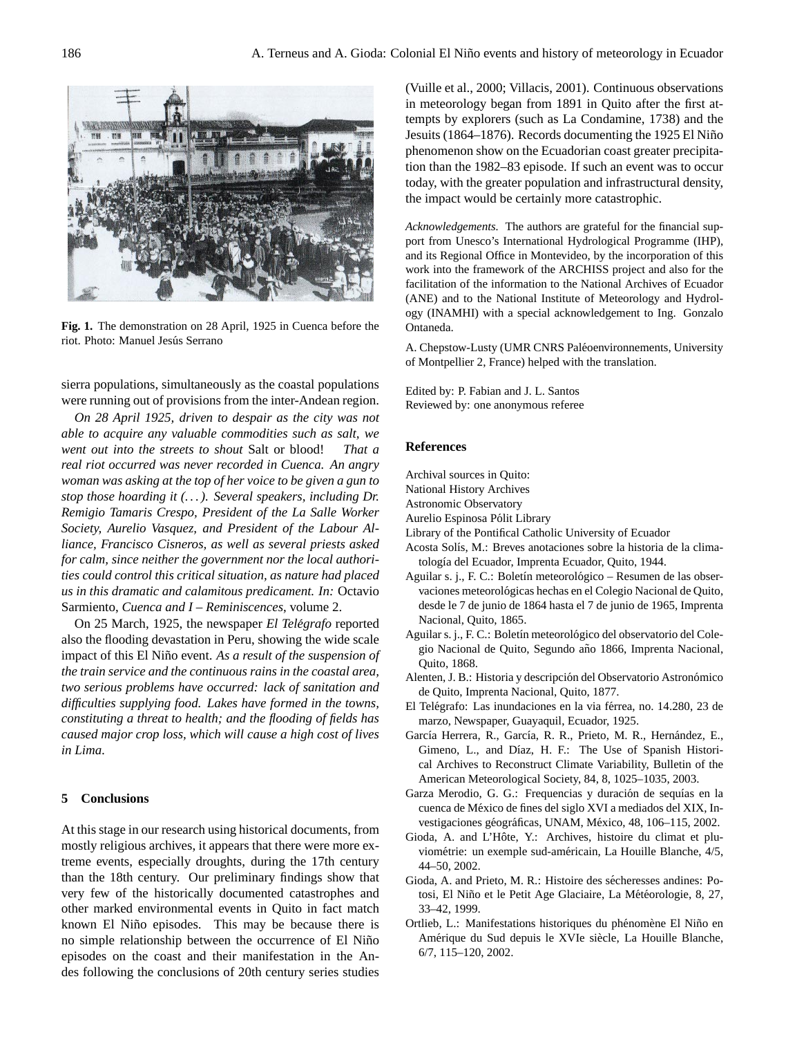Fig. 1. The demonstration on 28 April, 1925 in Cuenca before the riot. Photo: Manuel Jesús Serrano

sierra populations, simultaneously as the coastal populations were running out of provisions from the inter-Andean region.

*On 28 April 1925, driven to despair as the city was not able to acquire any valuable commodities such as salt, we went out into the streets to shout* Salt or blood! *That a real riot occurred was never recorded in Cuenca. An angry woman was asking at the top of her voice to be given a gun to stop those hoarding it (. . . ). Several speakers, including Dr. Remigio Tamaris Crespo, President of the La Salle Worker Society, Aurelio Vasquez, and President of the Labour Alliance, Francisco Cisneros, as well as several priests asked for calm, since neither the government nor the local authorities could control this critical situation, as nature had placed us in this dramatic and calamitous predicament. In:* Octavio Sarmiento, *Cuenca and I – Reminiscences*, volume 2.

On 25 March, 1925, the newspaper *El Telégrafo* reported also the flooding devastation in Peru, showing the wide scale impact of this El Niño event. *As a result of the suspension of the train service and the continuous rains in the coastal area, two serious problems have occurred: lack of sanitation and difficulties supplying food. Lakes have formed in the towns, constituting a threat to health; and the flooding of fields has caused major crop loss, which will cause a high cost of lives in Lima.*

## 5 Conclusions

At this stage in our research using historical documents, from mostly religious archives, it appears that there were more extreme events, especially droughts, during the 17th century than the 18th century. Our preliminary findings show that very few of the historically documented catastrophes and other marked environmental events in Quito in fact match known El Niño episodes. This may be because there is no simple relationship between the occurrence of El Niño episodes on the coast and their manifestation in the Andes following the conclusions of 20th century series studies (Vuille et al., 2000; Villacis, 2001). Continuous observations in meteorology began from 1891 in Quito after the first attempts by explorers (such as La Condamine, 1738) and the Jesuits (1864–1876). Records documenting the 1925 El Niño phenomenon show on the Ecuadorian coast greater precipitation than the 1982–83 episode. If such an event was to occur today, with the greater population and infrastructural density, the impact would be certainly more catastrophic.

*Acknowledgements.* The authors are grateful for the financial support from Unesco's International Hydrological Programme (IHP), and its Regional Office in Montevideo, by the incorporation of this work into the framework of the ARCHISS project and also for the facilitation of the information to the National Archives of Ecuador (ANE) and to the National Institute of Meteorology and Hydrology (INAMHI) with a special acknowledgement to Ing. Gonzalo Ontaneda.

A. Chepstow-Lusty (UMR CNRS Paléoenvironnements, University of Montpellier 2, France) helped with the translation.

Edited by: P. Fabian and J. L. Santos
Reviewed by: one anonymous referee

## References

Archival sources in Quito:
National History Archives
Astronomic Observatory
Aurelio Espinosa Pólit Library
Library of the Pontifical Catholic University of Ecuador

Acosta Solís, M.: Breves anotaciones sobre la historia de la climatología del Ecuador, Imprenta Ecuador, Quito, 1944.

Aguilar s. j., F. C.: Boletín meteorológico – Resumen de las observaciones meteorológicas hechas en el Colegio Nacional de Quito, desde le 7 de junio de 1864 hasta el 7 de junio de 1965, Imprenta Nacional, Quito, 1865.

Aguilar s. j., F. C.: Boletín meteorológico del observatorio del Colegio Nacional de Quito, Segundo año 1866, Imprenta Nacional, Quito, 1868.

Alenten, J. B.: Historia y descripción del Observatorio Astronómico de Quito, Imprenta Nacional, Quito, 1877.

El Telégrafo: Las inundaciones en la via férrea, no. 14.280, 23 de marzo, Newspaper, Guayaquil, Ecuador, 1925.

García Herrera, R., García, R. R., Prieto, M. R., Hernández, E., Gimeno, L., and Díaz, H. F.: The Use of Spanish Historical Archives to Reconstruct Climate Variability, Bulletin of the American Meteorological Society, 84, 8, 1025–1035, 2003.

Garza Merodio, G. G.: Frequencias y duración de sequías en la cuenca de México de fines del siglo XVI a mediados del XIX, Investigaciones géográficas, UNAM, México, 48, 106–115, 2002.

Gioda, A. and L'Hôte, Y.: Archives, histoire du climat et pluviométrie: un exemple sud-américain, La Houille Blanche, 4/5, 44–50, 2002.

Gioda, A. and Prieto, M. R.: Histoire des sécheresses andines: Potosi, El Niño et le Petit Age Glaciaire, La Météorologie, 8, 27, 33–42, 1999.

Ortlieb, L.: Manifestations historiques du phénomène El Niño en Amérique du Sud depuis le XVIe siècle, La Houille Blanche, 6/7, 115–120, 2002.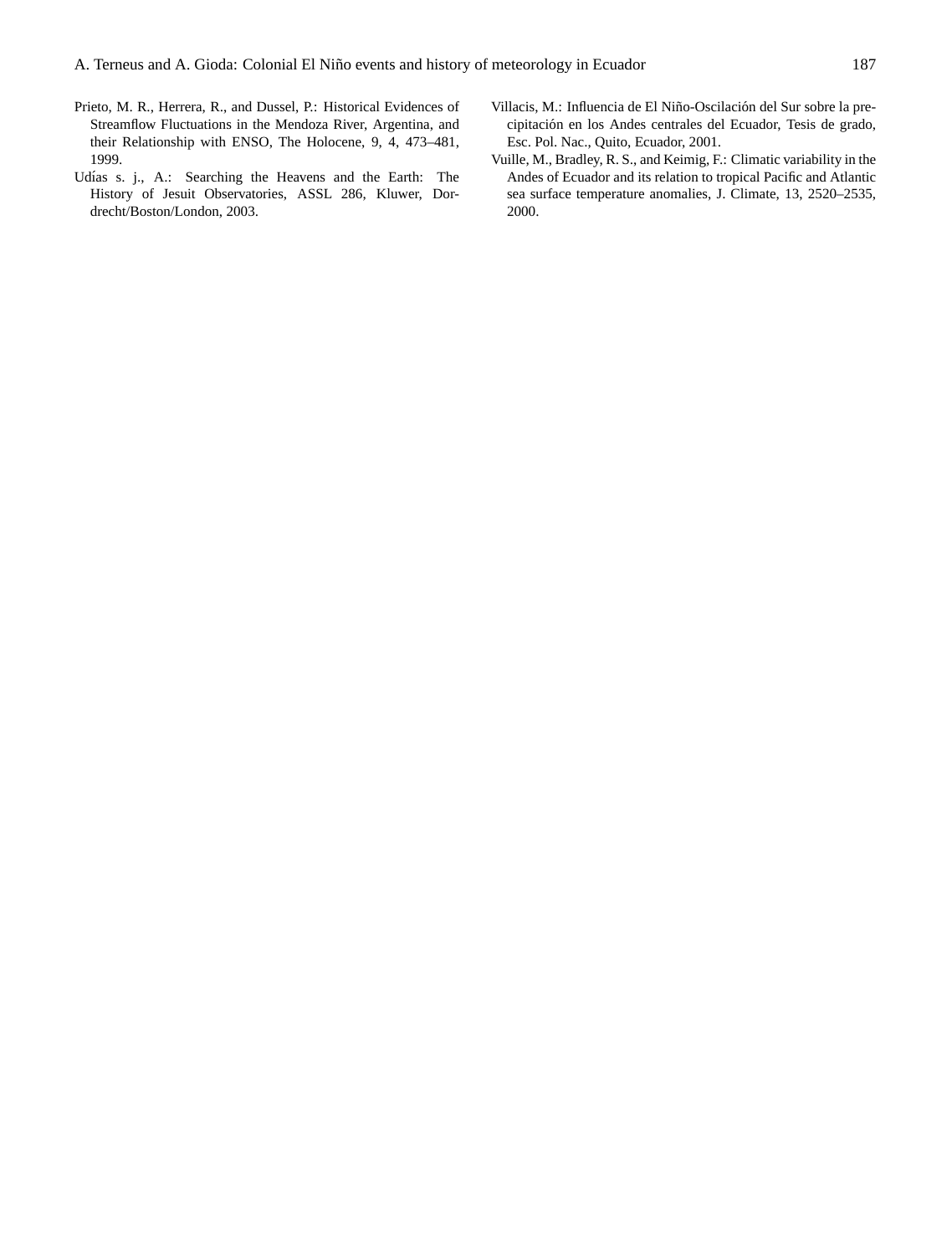Prieto, M. R., Herrera, R., and Dussel, P.: Historical Evidences of Streamflow Fluctuations in the Mendoza River, Argentina, and their Relationship with ENSO, The Holocene, 9, 4, 473–481, 1999.

Udías s. j., A.: Searching the Heavens and the Earth: The History of Jesuit Observatories, ASSL 286, Kluwer, Dordrecht/Boston/London, 2003.

Villacis, M.: Influencia de El Niño-Oscilación del Sur sobre la precipitación en los Andes centrales del Ecuador, Tesis de grado, Esc. Pol. Nac., Quito, Ecuador, 2001.

Vuille, M., Bradley, R. S., and Keimig, F.: Climatic variability in the Andes of Ecuador and its relation to tropical Pacific and Atlantic sea surface temperature anomalies, J. Climate, 13, 2520–2535, 2000.